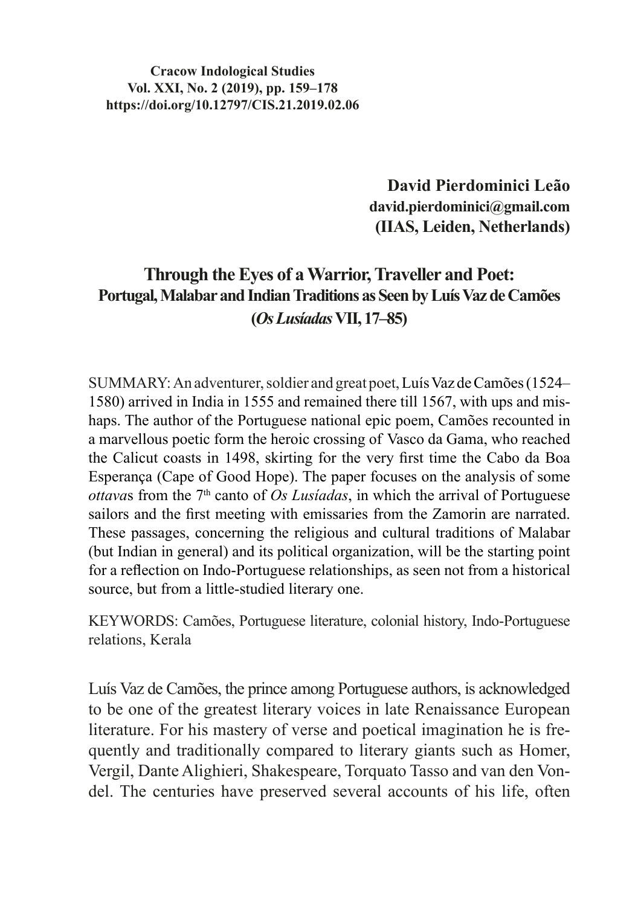Cracow Indological Studies
Vol. XXI, No. 2 (2019), pp. 159–178
https://doi.org/10.12797/CIS.21.2019.02.06

**David Pierdominici Leão**
**david.pierdominici@gmail.com**
**(IIAS, Leiden, Netherlands)**

# Through the Eyes of a Warrior, Traveller and Poet: Portugal, Malabar and Indian Traditions as Seen by Luís Vaz de Camões (*Os Lusíadas* VII, 17–85)

SUMMARY: An adventurer, soldier and great poet, Luís Vaz de Camões (1524–1580) arrived in India in 1555 and remained there till 1567, with ups and mishaps. The author of the Portuguese national epic poem, Camões recounted in a marvellous poetic form the heroic crossing of Vasco da Gama, who reached the Calicut coasts in 1498, skirting for the very first time the Cabo da Boa Esperança (Cape of Good Hope). The paper focuses on the analysis of some *ottava*s from the 7th canto of *Os Lusíadas*, in which the arrival of Portuguese sailors and the first meeting with emissaries from the Zamorin are narrated. These passages, concerning the religious and cultural traditions of Malabar (but Indian in general) and its political organization, will be the starting point for a reflection on Indo-Portuguese relationships, as seen not from a historical source, but from a little-studied literary one.

KEYWORDS: Camões, Portuguese literature, colonial history, Indo-Portuguese relations, Kerala

Luís Vaz de Camões, the prince among Portuguese authors, is acknowledged to be one of the greatest literary voices in late Renaissance European literature. For his mastery of verse and poetical imagination he is frequently and traditionally compared to literary giants such as Homer, Vergil, Dante Alighieri, Shakespeare, Torquato Tasso and van den Vondel. The centuries have preserved several accounts of his life, often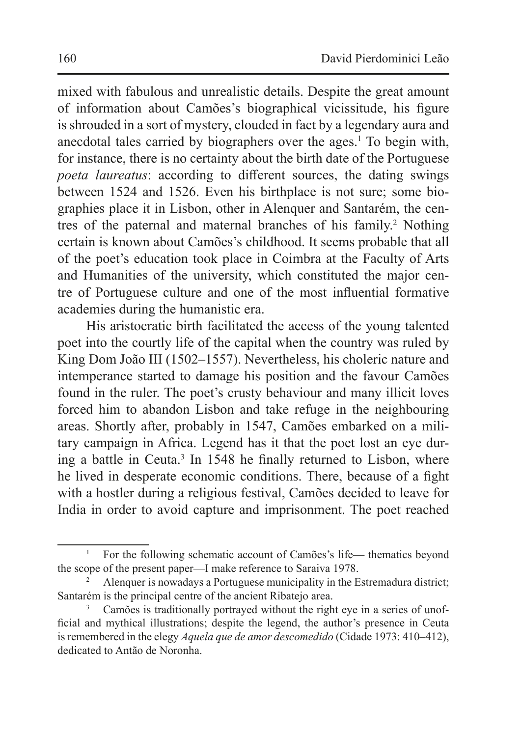mixed with fabulous and unrealistic details. Despite the great amount of information about Camões's biographical vicissitude, his figure is shrouded in a sort of mystery, clouded in fact by a legendary aura and anecdotal tales carried by biographers over the ages.[1] To begin with, for instance, there is no certainty about the birth date of the Portuguese *poeta laureatus*: according to different sources, the dating swings between 1524 and 1526. Even his birthplace is not sure; some biographies place it in Lisbon, other in Alenquer and Santarém, the centres of the paternal and maternal branches of his family.[2] Nothing certain is known about Camões's childhood. It seems probable that all of the poet's education took place in Coimbra at the Faculty of Arts and Humanities of the university, which constituted the major centre of Portuguese culture and one of the most influential formative academies during the humanistic era.

His aristocratic birth facilitated the access of the young talented poet into the courtly life of the capital when the country was ruled by King Dom João III (1502–1557). Nevertheless, his choleric nature and intemperance started to damage his position and the favour Camões found in the ruler. The poet's crusty behaviour and many illicit loves forced him to abandon Lisbon and take refuge in the neighbouring areas. Shortly after, probably in 1547, Camões embarked on a military campaign in Africa. Legend has it that the poet lost an eye during a battle in Ceuta.[3] In 1548 he finally returned to Lisbon, where he lived in desperate economic conditions. There, because of a fight with a hostler during a religious festival, Camões decided to leave for India in order to avoid capture and imprisonment. The poet reached

---

[1] For the following schematic account of Camões's life— thematics beyond the scope of the present paper—I make reference to Saraiva 1978.

[2] Alenquer is nowadays a Portuguese municipality in the Estremadura district; Santarém is the principal centre of the ancient Ribatejo area.

[3] Camões is traditionally portrayed without the right eye in a series of unofficial and mythical illustrations; despite the legend, the author's presence in Ceuta is remembered in the elegy *Aquela que de amor descomedido* (Cidade 1973: 410–412), dedicated to Antão de Noronha.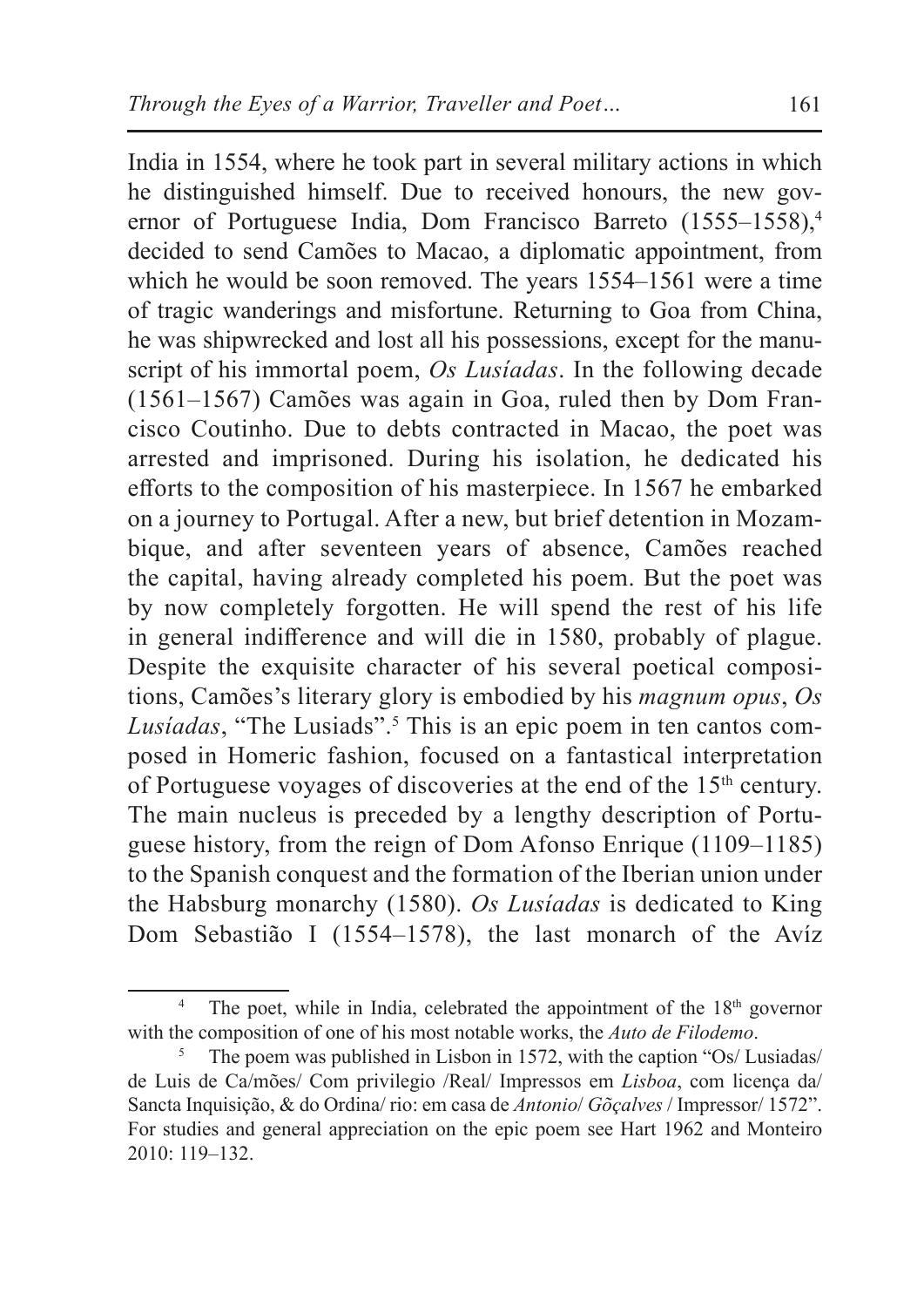India in 1554, where he took part in several military actions in which he distinguished himself. Due to received honours, the new governor of Portuguese India, Dom Francisco Barreto (1555–1558),[4] decided to send Camões to Macao, a diplomatic appointment, from which he would be soon removed. The years 1554–1561 were a time of tragic wanderings and misfortune. Returning to Goa from China, he was shipwrecked and lost all his possessions, except for the manuscript of his immortal poem, *Os Lusíadas*. In the following decade (1561–1567) Camões was again in Goa, ruled then by Dom Francisco Coutinho. Due to debts contracted in Macao, the poet was arrested and imprisoned. During his isolation, he dedicated his efforts to the composition of his masterpiece. In 1567 he embarked on a journey to Portugal. After a new, but brief detention in Mozambique, and after seventeen years of absence, Camões reached the capital, having already completed his poem. But the poet was by now completely forgotten. He will spend the rest of his life in general indifference and will die in 1580, probably of plague. Despite the exquisite character of his several poetical compositions, Camões's literary glory is embodied by his *magnum opus*, *Os Lusíadas*, "The Lusiads".[5] This is an epic poem in ten cantos composed in Homeric fashion, focused on a fantastical interpretation of Portuguese voyages of discoveries at the end of the 15th century. The main nucleus is preceded by a lengthy description of Portuguese history, from the reign of Dom Afonso Enrique (1109–1185) to the Spanish conquest and the formation of the Iberian union under the Habsburg monarchy (1580). *Os Lusíadas* is dedicated to King Dom Sebastião I (1554–1578), the last monarch of the Avíz

[4] The poet, while in India, celebrated the appointment of the 18th governor with the composition of one of his most notable works, the *Auto de Filodemo*.

[5] The poem was published in Lisbon in 1572, with the caption "Os/ Lusiadas/ de Luis de Ca/mões/ Com privilegio /Real/ Impressos em *Lisboa*, com licença da/ Sancta Inquisição, & do Ordina/ rio: em casa de *Antonio*/ *Gõçalves* / Impressor/ 1572". For studies and general appreciation on the epic poem see Hart 1962 and Monteiro 2010: 119–132.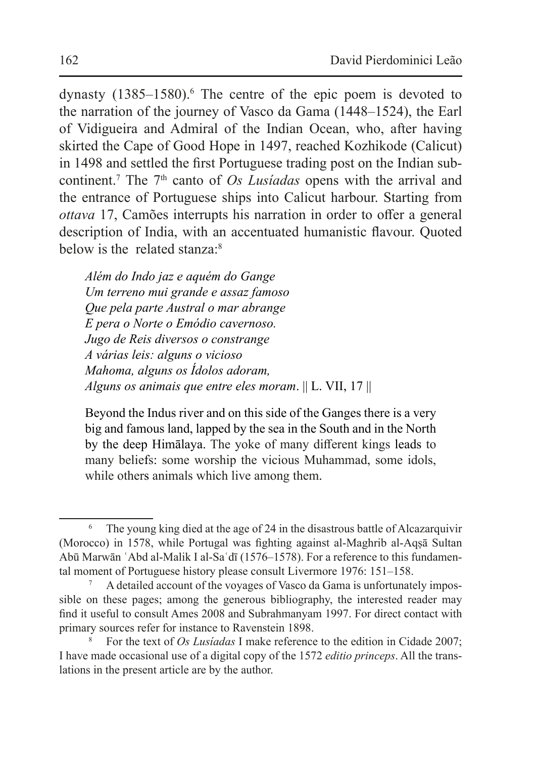dynasty (1385–1580).[6] The centre of the epic poem is devoted to the narration of the journey of Vasco da Gama (1448–1524), the Earl of Vidigueira and Admiral of the Indian Ocean, who, after having skirted the Cape of Good Hope in 1497, reached Kozhikode (Calicut) in 1498 and settled the first Portuguese trading post on the Indian subcontinent.[7] The 7th canto of *Os Lusíadas* opens with the arrival and the entrance of Portuguese ships into Calicut harbour. Starting from *ottava* 17, Camões interrupts his narration in order to offer a general description of India, with an accentuated humanistic flavour. Quoted below is the related stanza:[8]

> *Além do Indo jaz e aquém do Gange*
> *Um terreno mui grande e assaz famoso*
> *Que pela parte Austral o mar abrange*
> *E pera o Norte o Emódio cavernoso.*
> *Jugo de Reis diversos o constrange*
> *A várias leis: alguns o vicioso*
> *Mahoma, alguns os Ídolos adoram,*
> *Alguns os animais que entre eles moram*. || L. VII, 17 ||
>
> Beyond the Indus river and on this side of the Ganges there is a very big and famous land, lapped by the sea in the South and in the North by the deep Himālaya. The yoke of many different kings leads to many beliefs: some worship the vicious Muhammad, some idols, while others animals which live among them.

---

[6] The young king died at the age of 24 in the disastrous battle of Alcazarquivir (Morocco) in 1578, while Portugal was fighting against al-Maghrib al-Aqṣā Sultan Abū Marwān ʿAbd al-Malik I al-Saʿdī (1576–1578). For a reference to this fundamental moment of Portuguese history please consult Livermore 1976: 151–158.

[7] A detailed account of the voyages of Vasco da Gama is unfortunately impossible on these pages; among the generous bibliography, the interested reader may find it useful to consult Ames 2008 and Subrahmanyam 1997. For direct contact with primary sources refer for instance to Ravenstein 1898.

[8] For the text of *Os Lusíadas* I make reference to the edition in Cidade 2007; I have made occasional use of a digital copy of the 1572 *editio princeps*. All the translations in the present article are by the author.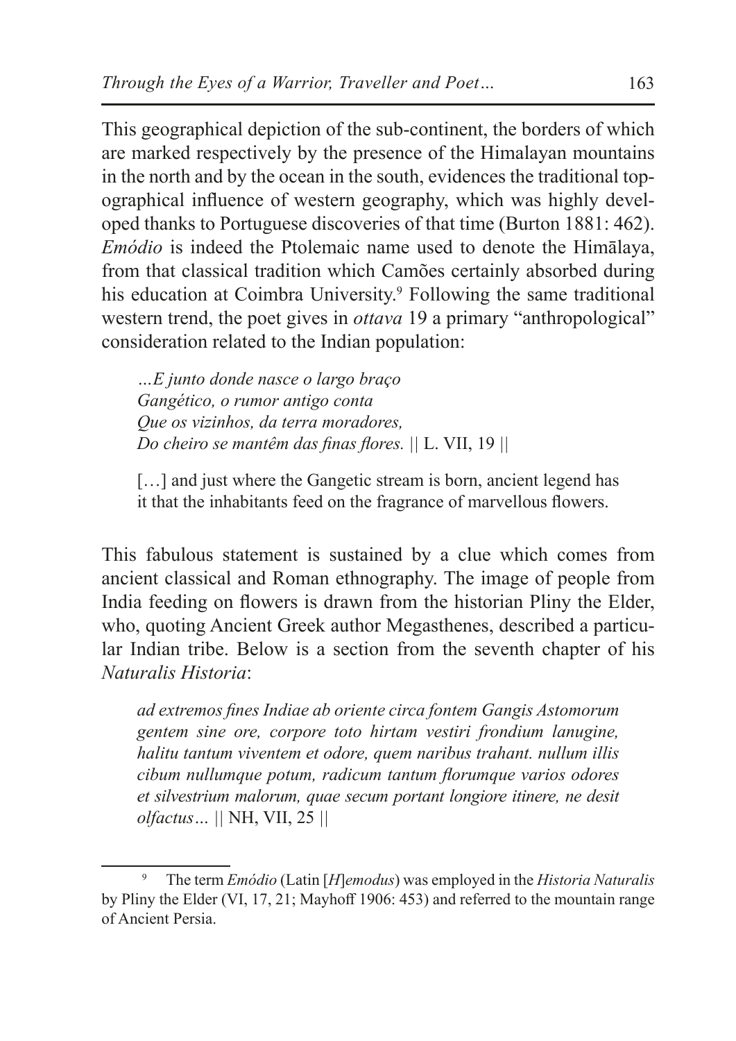This geographical depiction of the sub-continent, the borders of which are marked respectively by the presence of the Himalayan mountains in the north and by the ocean in the south, evidences the traditional topographical influence of western geography, which was highly developed thanks to Portuguese discoveries of that time (Burton 1881: 462). *Emódio* is indeed the Ptolemaic name used to denote the Himālaya, from that classical tradition which Camões certainly absorbed during his education at Coimbra University.[9] Following the same traditional western trend, the poet gives in *ottava* 19 a primary "anthropological" consideration related to the Indian population:

> *…E junto donde nasce o largo braço*
> *Gangético, o rumor antigo conta*
> *Que os vizinhos, da terra moradores,*
> *Do cheiro se mantêm das finas flores.* || L. VII, 19 ||

> […] and just where the Gangetic stream is born, ancient legend has it that the inhabitants feed on the fragrance of marvellous flowers.

This fabulous statement is sustained by a clue which comes from ancient classical and Roman ethnography. The image of people from India feeding on flowers is drawn from the historian Pliny the Elder, who, quoting Ancient Greek author Megasthenes, described a particular Indian tribe. Below is a section from the seventh chapter of his *Naturalis Historia*:

> *ad extremos fines Indiae ab oriente circa fontem Gangis Astomorum gentem sine ore, corpore toto hirtam vestiri frondium lanugine, halitu tantum viventem et odore, quem naribus trahant. nullum illis cibum nullumque potum, radicum tantum florumque varios odores et silvestrium malorum, quae secum portant longiore itinere, ne desit olfactus…* || NH, VII, 25 ||

---

[9] The term *Emódio* (Latin [*H*]*emodus*) was employed in the *Historia Naturalis* by Pliny the Elder (VI, 17, 21; Mayhoff 1906: 453) and referred to the mountain range of Ancient Persia.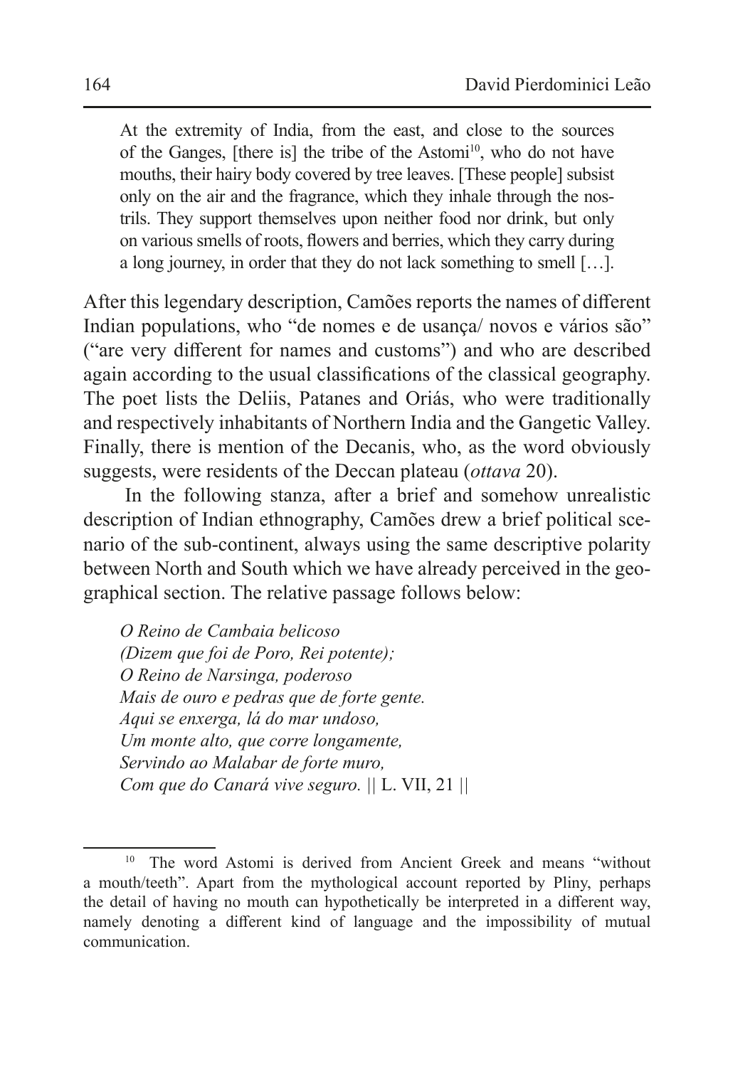> At the extremity of India, from the east, and close to the sources of the Ganges, [there is] the tribe of the Astomi[10], who do not have mouths, their hairy body covered by tree leaves. [These people] subsist only on the air and the fragrance, which they inhale through the nostrils. They support themselves upon neither food nor drink, but only on various smells of roots, flowers and berries, which they carry during a long journey, in order that they do not lack something to smell […].

After this legendary description, Camões reports the names of different Indian populations, who "de nomes e de usança/ novos e vários são" ("are very different for names and customs") and who are described again according to the usual classifications of the classical geography. The poet lists the Deliis, Patanes and Oriás, who were traditionally and respectively inhabitants of Northern India and the Gangetic Valley. Finally, there is mention of the Decanis, who, as the word obviously suggests, were residents of the Deccan plateau (*ottava* 20).

In the following stanza, after a brief and somehow unrealistic description of Indian ethnography, Camões drew a brief political scenario of the sub-continent, always using the same descriptive polarity between North and South which we have already perceived in the geographical section. The relative passage follows below:

> *O Reino de Cambaia belicoso*
> *(Dizem que foi de Poro, Rei potente);*
> *O Reino de Narsinga, poderoso*
> *Mais de ouro e pedras que de forte gente.*
> *Aqui se enxerga, lá do mar undoso,*
> *Um monte alto, que corre longamente,*
> *Servindo ao Malabar de forte muro,*
> *Com que do Canará vive seguro.* || L. VII, 21 ||

---

[10] The word Astomi is derived from Ancient Greek and means "without a mouth/teeth". Apart from the mythological account reported by Pliny, perhaps the detail of having no mouth can hypothetically be interpreted in a different way, namely denoting a different kind of language and the impossibility of mutual communication.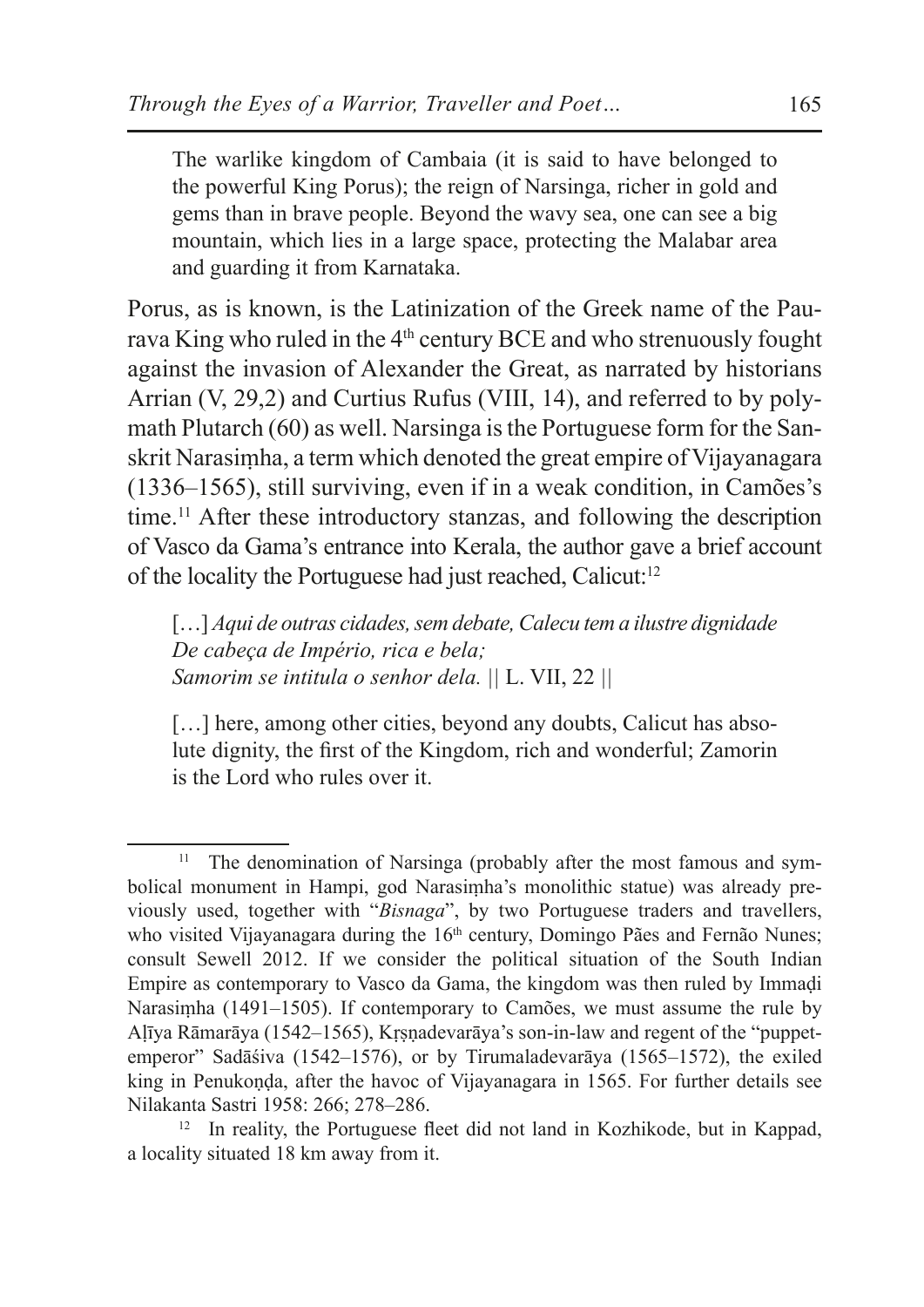> The warlike kingdom of Cambaia (it is said to have belonged to the powerful King Porus); the reign of Narsinga, richer in gold and gems than in brave people. Beyond the wavy sea, one can see a big mountain, which lies in a large space, protecting the Malabar area and guarding it from Karnataka.

Porus, as is known, is the Latinization of the Greek name of the Paurava King who ruled in the 4th century BCE and who strenuously fought against the invasion of Alexander the Great, as narrated by historians Arrian (V, 29,2) and Curtius Rufus (VIII, 14), and referred to by polymath Plutarch (60) as well. Narsinga is the Portuguese form for the Sanskrit Narasiṃha, a term which denoted the great empire of Vijayanagara (1336–1565), still surviving, even if in a weak condition, in Camões's time.[11] After these introductory stanzas, and following the description of Vasco da Gama's entrance into Kerala, the author gave a brief account of the locality the Portuguese had just reached, Calicut:[12]

> […] *Aqui de outras cidades, sem debate, Calecu tem a ilustre dignidade*
> *De cabeça de Império, rica e bela;*
> *Samorim se intitula o senhor dela.* || L. VII, 22 ||
>
> […] here, among other cities, beyond any doubts, Calicut has absolute dignity, the first of the Kingdom, rich and wonderful; Zamorin is the Lord who rules over it.

---

[11] The denomination of Narsinga (probably after the most famous and symbolical monument in Hampi, god Narasiṃha's monolithic statue) was already previously used, together with "*Bisnaga*", by two Portuguese traders and travellers, who visited Vijayanagara during the 16th century, Domingo Pães and Fernão Nunes; consult Sewell 2012. If we consider the political situation of the South Indian Empire as contemporary to Vasco da Gama, the kingdom was then ruled by Immaḍi Narasiṃha (1491–1505). If contemporary to Camões, we must assume the rule by Aḷīya Rāmarāya (1542–1565), Kṛṣṇadevarāya's son-in-law and regent of the "puppet-emperor" Sadāśiva (1542–1576), or by Tirumaladevarāya (1565–1572), the exiled king in Penukoṇḍa, after the havoc of Vijayanagara in 1565. For further details see Nilakanta Sastri 1958: 266; 278–286.

[12] In reality, the Portuguese fleet did not land in Kozhikode, but in Kappad, a locality situated 18 km away from it.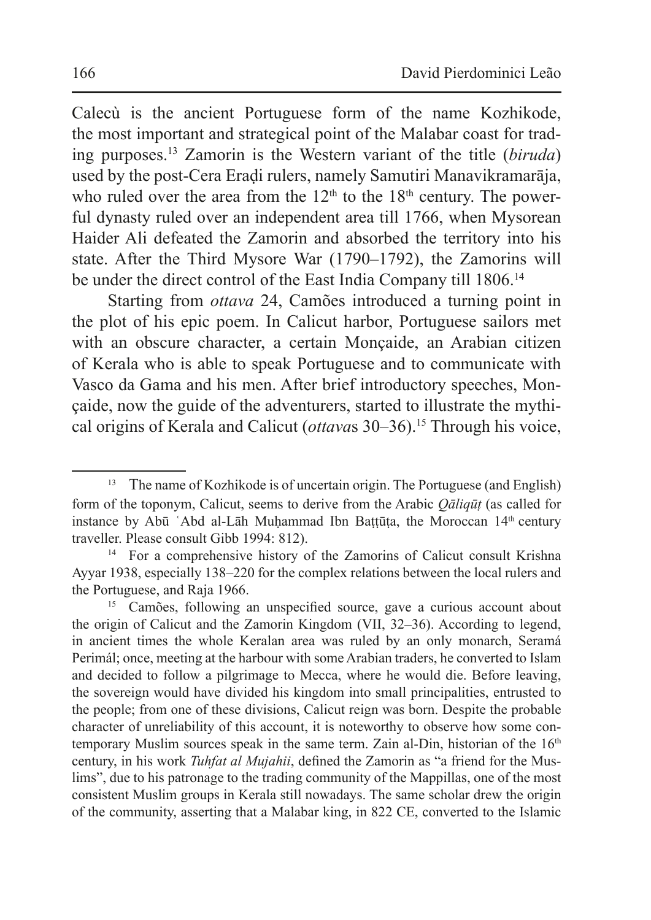Calecù is the ancient Portuguese form of the name Kozhikode, the most important and strategical point of the Malabar coast for trading purposes.[13] Zamorin is the Western variant of the title (*biruda*) used by the post-Cera Eraḍi rulers, namely Samutiri Manavikramarāja, who ruled over the area from the 12[th] to the 18[th] century. The powerful dynasty ruled over an independent area till 1766, when Mysorean Haider Ali defeated the Zamorin and absorbed the territory into his state. After the Third Mysore War (1790–1792), the Zamorins will be under the direct control of the East India Company till 1806.[14]

Starting from *ottava* 24, Camões introduced a turning point in the plot of his epic poem. In Calicut harbor, Portuguese sailors met with an obscure character, a certain Monçaide, an Arabian citizen of Kerala who is able to speak Portuguese and to communicate with Vasco da Gama and his men. After brief introductory speeches, Monçaide, now the guide of the adventurers, started to illustrate the mythical origins of Kerala and Calicut (*ottava*s 30–36).[15] Through his voice,

---

[13] The name of Kozhikode is of uncertain origin. The Portuguese (and English) form of the toponym, Calicut, seems to derive from the Arabic *Qāliqūṭ* (as called for instance by Abū ʿAbd al-Lāh Muḥammad Ibn Baṭṭūṭa, the Moroccan 14[th] century traveller. Please consult Gibb 1994: 812).

[14] For a comprehensive history of the Zamorins of Calicut consult Krishna Ayyar 1938, especially 138–220 for the complex relations between the local rulers and the Portuguese, and Raja 1966.

[15] Camões, following an unspecified source, gave a curious account about the origin of Calicut and the Zamorin Kingdom (VII, 32–36). According to legend, in ancient times the whole Keralan area was ruled by an only monarch, Seramá Perimál; once, meeting at the harbour with some Arabian traders, he converted to Islam and decided to follow a pilgrimage to Mecca, where he would die. Before leaving, the sovereign would have divided his kingdom into small principalities, entrusted to the people; from one of these divisions, Calicut reign was born. Despite the probable character of unreliability of this account, it is noteworthy to observe how some contemporary Muslim sources speak in the same term. Zain al-Din, historian of the 16[th] century, in his work *Tuhfat al Mujahii*, defined the Zamorin as "a friend for the Muslims", due to his patronage to the trading community of the Mappillas, one of the most consistent Muslim groups in Kerala still nowadays. The same scholar drew the origin of the community, asserting that a Malabar king, in 822 CE, converted to the Islamic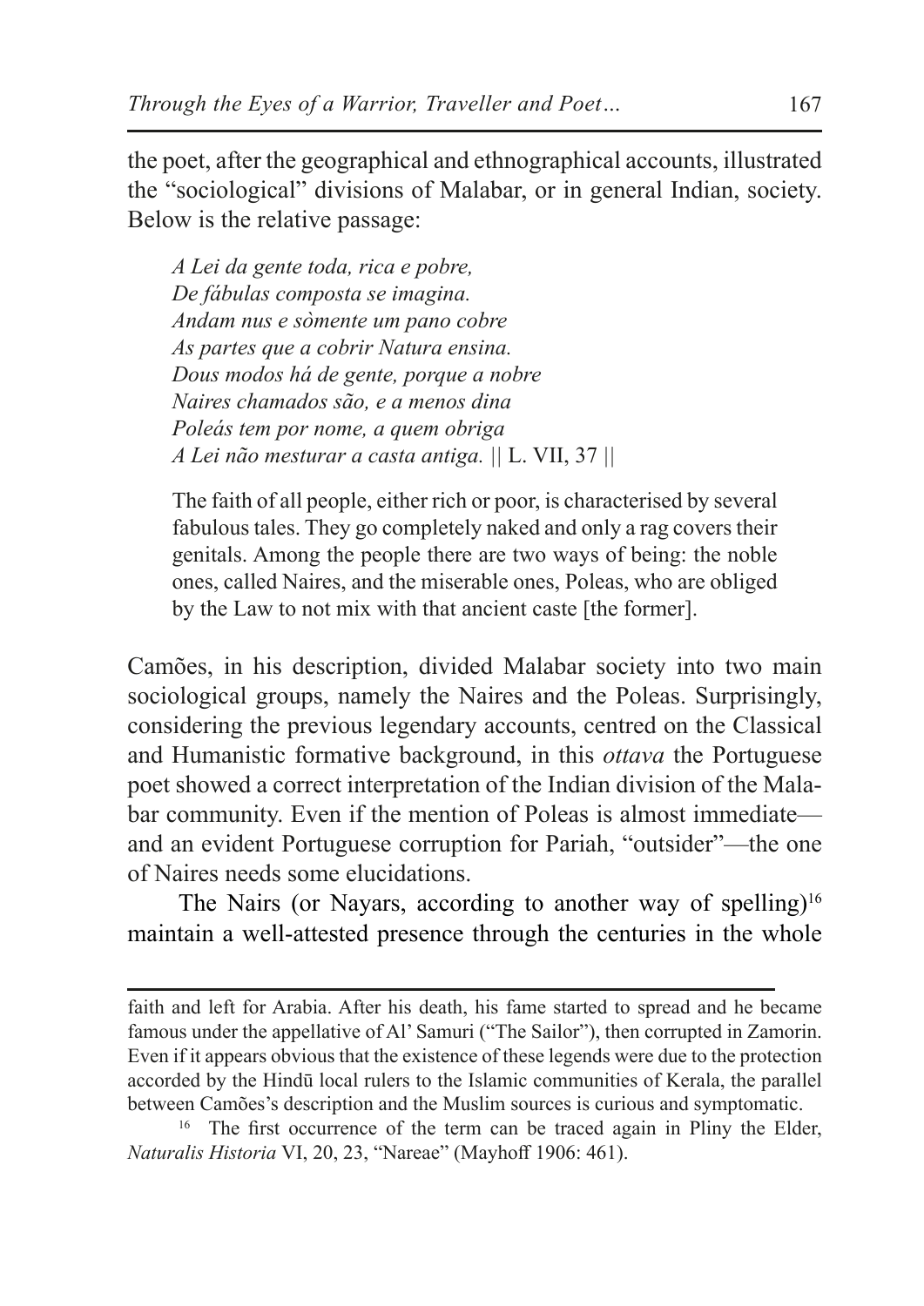the poet, after the geographical and ethnographical accounts, illustrated the "sociological" divisions of Malabar, or in general Indian, society. Below is the relative passage:

> *A Lei da gente toda, rica e pobre,*
> *De fábulas composta se imagina.*
> *Andam nus e sòmente um pano cobre*
> *As partes que a cobrir Natura ensina.*
> *Dous modos há de gente, porque a nobre*
> *Naires chamados são, e a menos dina*
> *Poleás tem por nome, a quem obriga*
> *A Lei não mesturar a casta antiga.* || L. VII, 37 ||
>
> The faith of all people, either rich or poor, is characterised by several fabulous tales. They go completely naked and only a rag covers their genitals. Among the people there are two ways of being: the noble ones, called Naires, and the miserable ones, Poleas, who are obliged by the Law to not mix with that ancient caste [the former].

Camões, in his description, divided Malabar society into two main sociological groups, namely the Naires and the Poleas. Surprisingly, considering the previous legendary accounts, centred on the Classical and Humanistic formative background, in this *ottava* the Portuguese poet showed a correct interpretation of the Indian division of the Malabar community. Even if the mention of Poleas is almost immediate—and an evident Portuguese corruption for Pariah, "outsider"—the one of Naires needs some elucidations.

The Nairs (or Nayars, according to another way of spelling)[16] maintain a well-attested presence through the centuries in the whole

---

faith and left for Arabia. After his death, his fame started to spread and he became famous under the appellative of Al' Samuri ("The Sailor"), then corrupted in Zamorin. Even if it appears obvious that the existence of these legends were due to the protection accorded by the Hindū local rulers to the Islamic communities of Kerala, the parallel between Camões's description and the Muslim sources is curious and symptomatic.

[16] The first occurrence of the term can be traced again in Pliny the Elder, *Naturalis Historia* VI, 20, 23, "Nareae" (Mayhoff 1906: 461).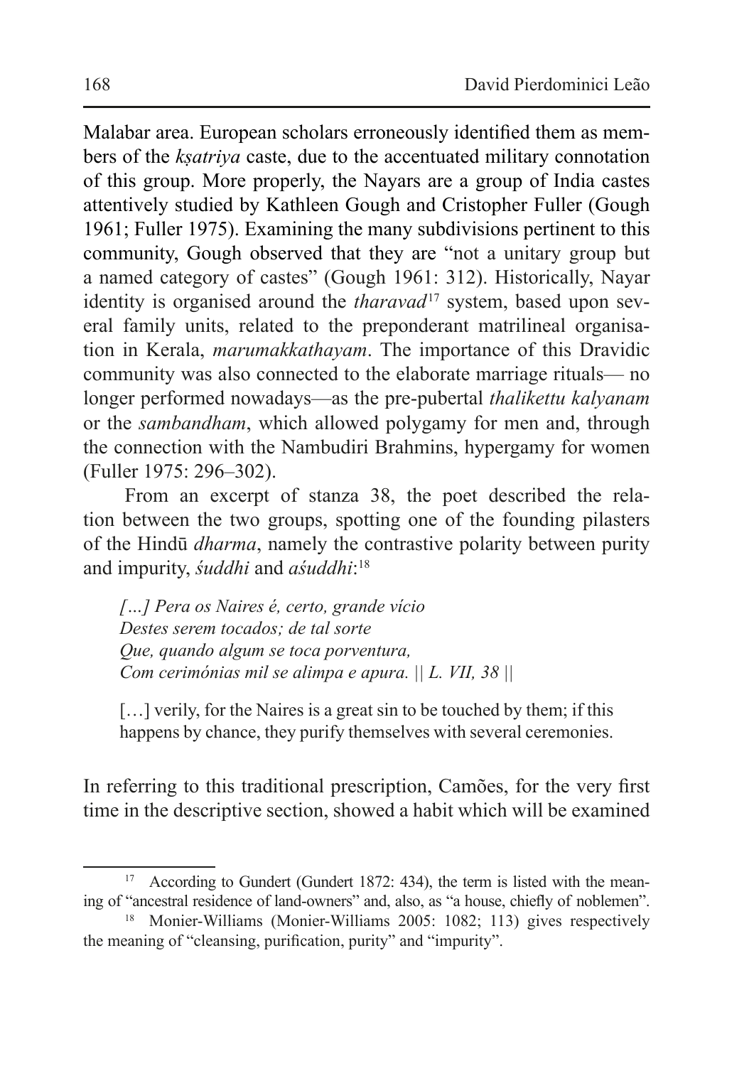Malabar area. European scholars erroneously identified them as members of the *kṣatriya* caste, due to the accentuated military connotation of this group. More properly, the Nayars are a group of India castes attentively studied by Kathleen Gough and Cristopher Fuller (Gough 1961; Fuller 1975). Examining the many subdivisions pertinent to this community, Gough observed that they are "not a unitary group but a named category of castes" (Gough 1961: 312). Historically, Nayar identity is organised around the *tharavad*[17] system, based upon several family units, related to the preponderant matrilineal organisation in Kerala, *marumakkathayam*. The importance of this Dravidic community was also connected to the elaborate marriage rituals— no longer performed nowadays—as the pre-pubertal *thalikettu kalyanam* or the *sambandham*, which allowed polygamy for men and, through the connection with the Nambudiri Brahmins, hypergamy for women (Fuller 1975: 296–302).

From an excerpt of stanza 38, the poet described the relation between the two groups, spotting one of the founding pilasters of the Hindū *dharma*, namely the contrastive polarity between purity and impurity, *śuddhi* and *aśuddhi*:[18]

> *[…] Pera os Naires é, certo, grande vício*
> *Destes serem tocados; de tal sorte*
> *Que, quando algum se toca porventura,*
> *Com cerimónias mil se alimpa e apura. || L. VII, 38 ||*
>
> […] verily, for the Naires is a great sin to be touched by them; if this happens by chance, they purify themselves with several ceremonies.

In referring to this traditional prescription, Camões, for the very first time in the descriptive section, showed a habit which will be examined

---

[17] According to Gundert (Gundert 1872: 434), the term is listed with the meaning of "ancestral residence of land-owners" and, also, as "a house, chiefly of noblemen".

[18] Monier-Williams (Monier-Williams 2005: 1082; 113) gives respectively the meaning of "cleansing, purification, purity" and "impurity".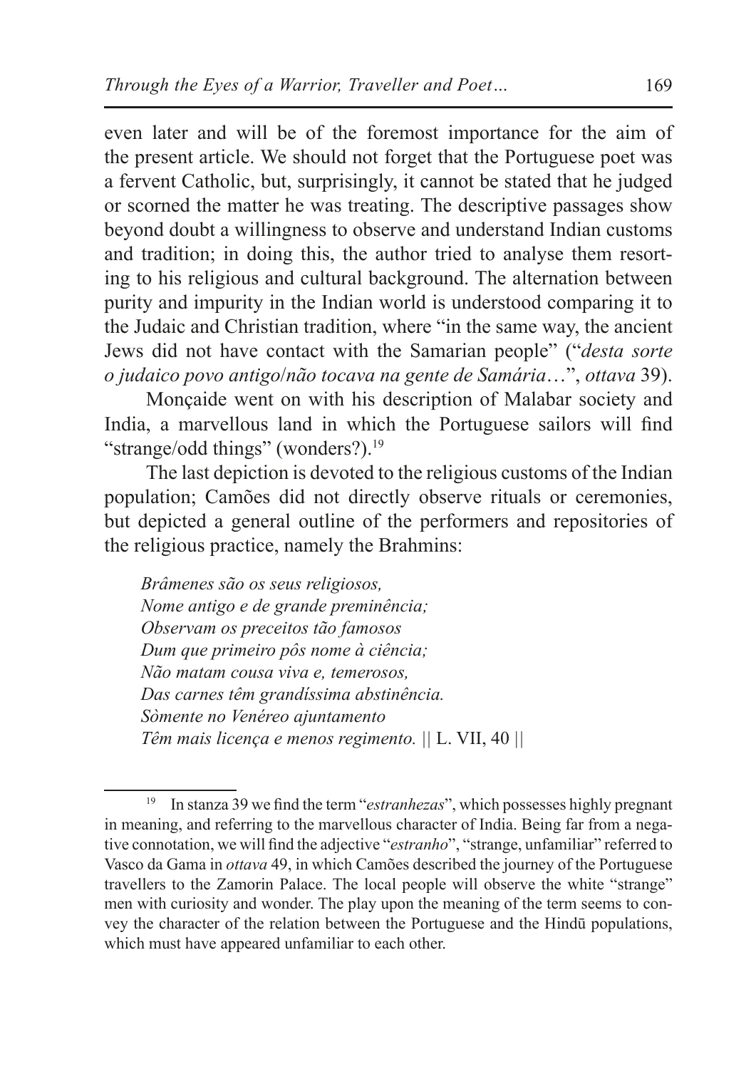even later and will be of the foremost importance for the aim of the present article. We should not forget that the Portuguese poet was a fervent Catholic, but, surprisingly, it cannot be stated that he judged or scorned the matter he was treating. The descriptive passages show beyond doubt a willingness to observe and understand Indian customs and tradition; in doing this, the author tried to analyse them resorting to his religious and cultural background. The alternation between purity and impurity in the Indian world is understood comparing it to the Judaic and Christian tradition, where "in the same way, the ancient Jews did not have contact with the Samarian people" ("*desta sorte o judaico povo antigo/não tocava na gente de Samária*…", *ottava* 39).

Monçaide went on with his description of Malabar society and India, a marvellous land in which the Portuguese sailors will find "strange/odd things" (wonders?).[19]

The last depiction is devoted to the religious customs of the Indian population; Camões did not directly observe rituals or ceremonies, but depicted a general outline of the performers and repositories of the religious practice, namely the Brahmins:

> *Brâmenes são os seus religiosos,*
> *Nome antigo e de grande preminência;*
> *Observam os preceitos tão famosos*
> *Dum que primeiro pôs nome à ciência;*
> *Não matam cousa viva e, temerosos,*
> *Das carnes têm grandíssima abstinência.*
> *Sòmente no Venéreo ajuntamento*
> *Têm mais licença e menos regimento.* || L. VII, 40 ||

[19] In stanza 39 we find the term "*estranhezas*", which possesses highly pregnant in meaning, and referring to the marvellous character of India. Being far from a negative connotation, we will find the adjective "*estranho*", "strange, unfamiliar" referred to Vasco da Gama in *ottava* 49, in which Camões described the journey of the Portuguese travellers to the Zamorin Palace. The local people will observe the white "strange" men with curiosity and wonder. The play upon the meaning of the term seems to convey the character of the relation between the Portuguese and the Hindū populations, which must have appeared unfamiliar to each other.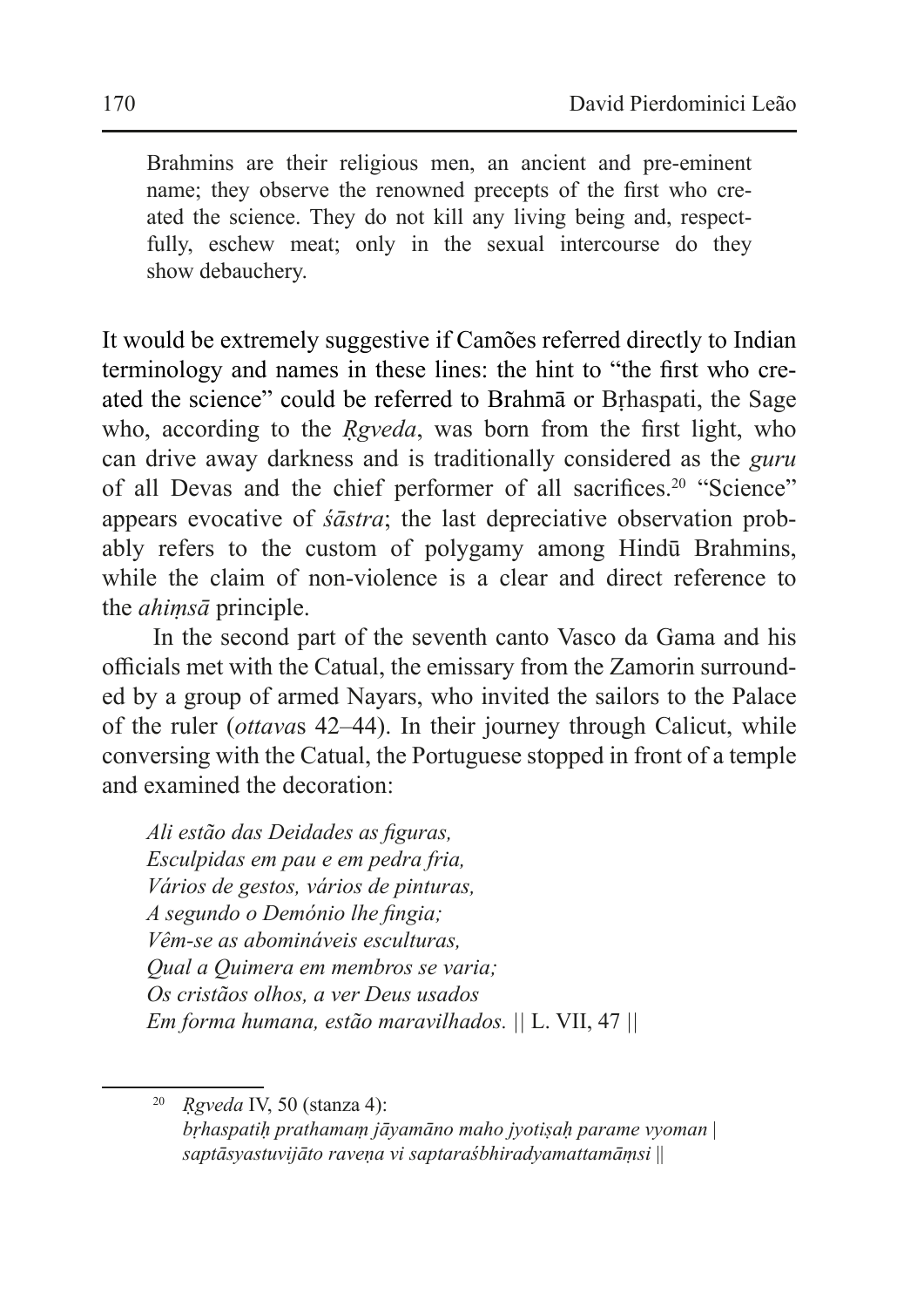> Brahmins are their religious men, an ancient and pre-eminent name; they observe the renowned precepts of the first who created the science. They do not kill any living being and, respectfully, eschew meat; only in the sexual intercourse do they show debauchery.

It would be extremely suggestive if Camões referred directly to Indian terminology and names in these lines: the hint to "the first who created the science" could be referred to Brahmā or Bṛhaspati, the Sage who, according to the *Ṛgveda*, was born from the first light, who can drive away darkness and is traditionally considered as the *guru* of all Devas and the chief performer of all sacrifices.[20] "Science" appears evocative of *śāstra*; the last depreciative observation probably refers to the custom of polygamy among Hindū Brahmins, while the claim of non-violence is a clear and direct reference to the *ahiṃsā* principle.

In the second part of the seventh canto Vasco da Gama and his officials met with the Catual, the emissary from the Zamorin surrounded by a group of armed Nayars, who invited the sailors to the Palace of the ruler (*ottava*s 42–44). In their journey through Calicut, while conversing with the Catual, the Portuguese stopped in front of a temple and examined the decoration:

> *Ali estão das Deidades as figuras,*
> *Esculpidas em pau e em pedra fria,*
> *Vários de gestos, vários de pinturas,*
> *A segundo o Demónio lhe fingia;*
> *Vêm-se as abomináveis esculturas,*
> *Qual a Quimera em membros se varia;*
> *Os cristãos olhos, a ver Deus usados*
> *Em forma humana, estão maravilhados.* || L. VII, 47 ||

---

[20] *Ṛgveda* IV, 50 (stanza 4):
*bṛhaspatiḥ prathamaṃ jāyamāno maho jyotiṣaḥ parame vyoman |*
*saptāsyastuvijāto raveṇa vi saptaraśbhiradyamattamāṃsi ||*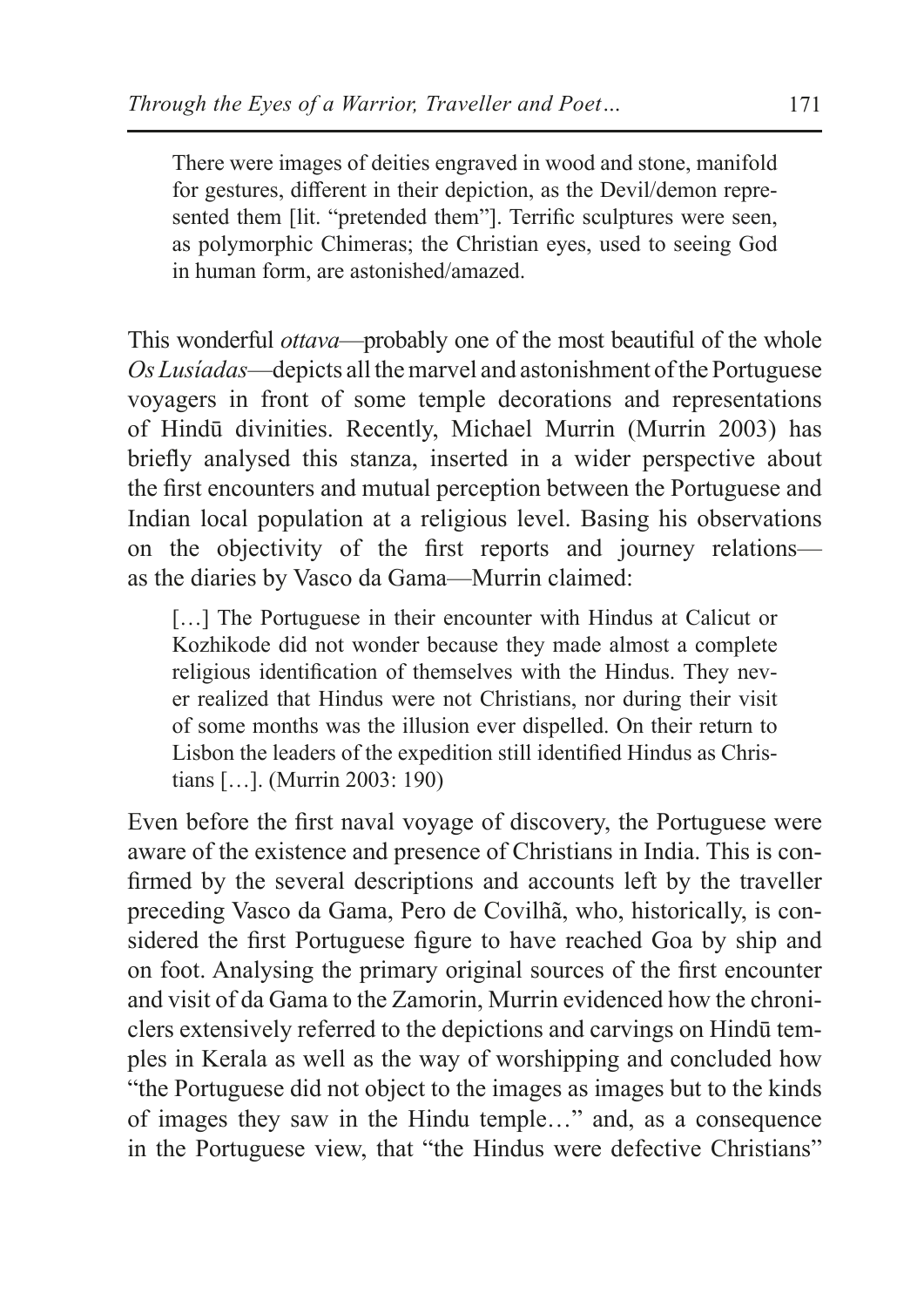> There were images of deities engraved in wood and stone, manifold for gestures, different in their depiction, as the Devil/demon represented them [lit. "pretended them"]. Terrific sculptures were seen, as polymorphic Chimeras; the Christian eyes, used to seeing God in human form, are astonished/amazed.

This wonderful *ottava*—probably one of the most beautiful of the whole *Os Lusíadas*—depicts all the marvel and astonishment of the Portuguese voyagers in front of some temple decorations and representations of Hindū divinities. Recently, Michael Murrin (Murrin 2003) has briefly analysed this stanza, inserted in a wider perspective about the first encounters and mutual perception between the Portuguese and Indian local population at a religious level. Basing his observations on the objectivity of the first reports and journey relations—as the diaries by Vasco da Gama—Murrin claimed:

> […] The Portuguese in their encounter with Hindus at Calicut or Kozhikode did not wonder because they made almost a complete religious identification of themselves with the Hindus. They never realized that Hindus were not Christians, nor during their visit of some months was the illusion ever dispelled. On their return to Lisbon the leaders of the expedition still identified Hindus as Christians […]. (Murrin 2003: 190)

Even before the first naval voyage of discovery, the Portuguese were aware of the existence and presence of Christians in India. This is confirmed by the several descriptions and accounts left by the traveller preceding Vasco da Gama, Pero de Covilhã, who, historically, is considered the first Portuguese figure to have reached Goa by ship and on foot. Analysing the primary original sources of the first encounter and visit of da Gama to the Zamorin, Murrin evidenced how the chroniclers extensively referred to the depictions and carvings on Hindū temples in Kerala as well as the way of worshipping and concluded how "the Portuguese did not object to the images as images but to the kinds of images they saw in the Hindu temple…" and, as a consequence in the Portuguese view, that "the Hindus were defective Christians"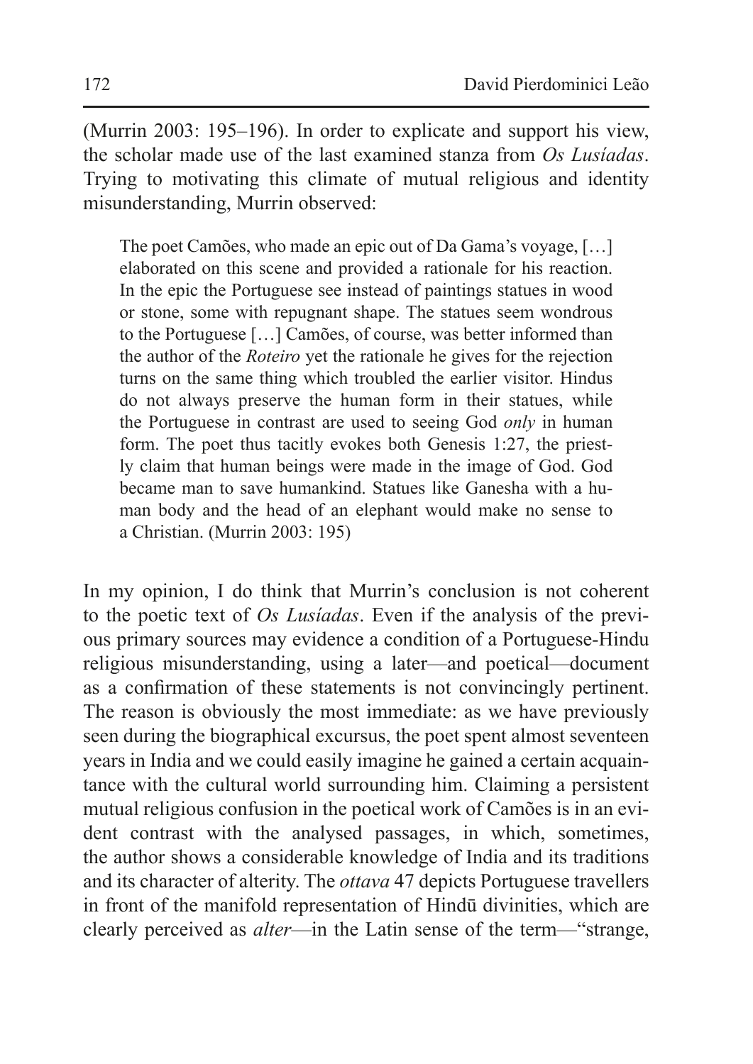(Murrin 2003: 195–196). In order to explicate and support his view, the scholar made use of the last examined stanza from *Os Lusíadas*. Trying to motivating this climate of mutual religious and identity misunderstanding, Murrin observed:

> The poet Camões, who made an epic out of Da Gama's voyage, […] elaborated on this scene and provided a rationale for his reaction. In the epic the Portuguese see instead of paintings statues in wood or stone, some with repugnant shape. The statues seem wondrous to the Portuguese […] Camões, of course, was better informed than the author of the *Roteiro* yet the rationale he gives for the rejection turns on the same thing which troubled the earlier visitor. Hindus do not always preserve the human form in their statues, while the Portuguese in contrast are used to seeing God *only* in human form. The poet thus tacitly evokes both Genesis 1:27, the priestly claim that human beings were made in the image of God. God became man to save humankind. Statues like Ganesha with a human body and the head of an elephant would make no sense to a Christian. (Murrin 2003: 195)

In my opinion, I do think that Murrin's conclusion is not coherent to the poetic text of *Os Lusíadas*. Even if the analysis of the previous primary sources may evidence a condition of a Portuguese-Hindu religious misunderstanding, using a later—and poetical—document as a confirmation of these statements is not convincingly pertinent. The reason is obviously the most immediate: as we have previously seen during the biographical excursus, the poet spent almost seventeen years in India and we could easily imagine he gained a certain acquaintance with the cultural world surrounding him. Claiming a persistent mutual religious confusion in the poetical work of Camões is in an evident contrast with the analysed passages, in which, sometimes, the author shows a considerable knowledge of India and its traditions and its character of alterity. The *ottava* 47 depicts Portuguese travellers in front of the manifold representation of Hindū divinities, which are clearly perceived as *alter*—in the Latin sense of the term—"strange,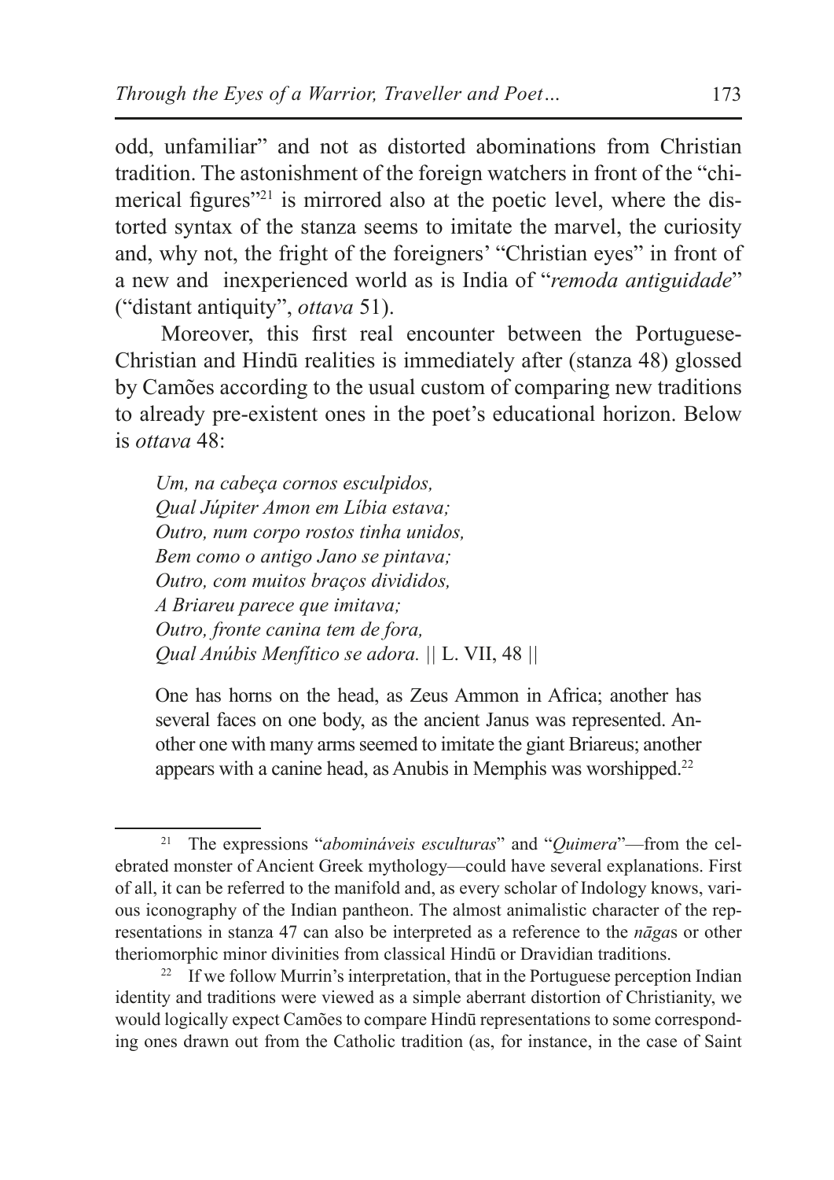odd, unfamiliar" and not as distorted abominations from Christian tradition. The astonishment of the foreign watchers in front of the "chimerical figures"[21] is mirrored also at the poetic level, where the distorted syntax of the stanza seems to imitate the marvel, the curiosity and, why not, the fright of the foreigners' "Christian eyes" in front of a new and inexperienced world as is India of "*remoda antiguidade*" ("distant antiquity", *ottava* 51).

Moreover, this first real encounter between the Portuguese-Christian and Hindū realities is immediately after (stanza 48) glossed by Camões according to the usual custom of comparing new traditions to already pre-existent ones in the poet's educational horizon. Below is *ottava* 48:

> *Um, na cabeça cornos esculpidos,*
> *Qual Júpiter Amon em Líbia estava;*
> *Outro, num corpo rostos tinha unidos,*
> *Bem como o antigo Jano se pintava;*
> *Outro, com muitos braços divididos,*
> *A Briareu parece que imitava;*
> *Outro, fronte canina tem de fora,*
> *Qual Anúbis Menfítico se adora.* || L. VII, 48 ||
>
> One has horns on the head, as Zeus Ammon in Africa; another has several faces on one body, as the ancient Janus was represented. Another one with many arms seemed to imitate the giant Briareus; another appears with a canine head, as Anubis in Memphis was worshipped.[22]

---

[21] The expressions "*abomináveis esculturas*" and "*Quimera*"—from the celebrated monster of Ancient Greek mythology—could have several explanations. First of all, it can be referred to the manifold and, as every scholar of Indology knows, various iconography of the Indian pantheon. The almost animalistic character of the representations in stanza 47 can also be interpreted as a reference to the *nāga*s or other theriomorphic minor divinities from classical Hindū or Dravidian traditions.

[22] If we follow Murrin's interpretation, that in the Portuguese perception Indian identity and traditions were viewed as a simple aberrant distortion of Christianity, we would logically expect Camões to compare Hindū representations to some corresponding ones drawn out from the Catholic tradition (as, for instance, in the case of Saint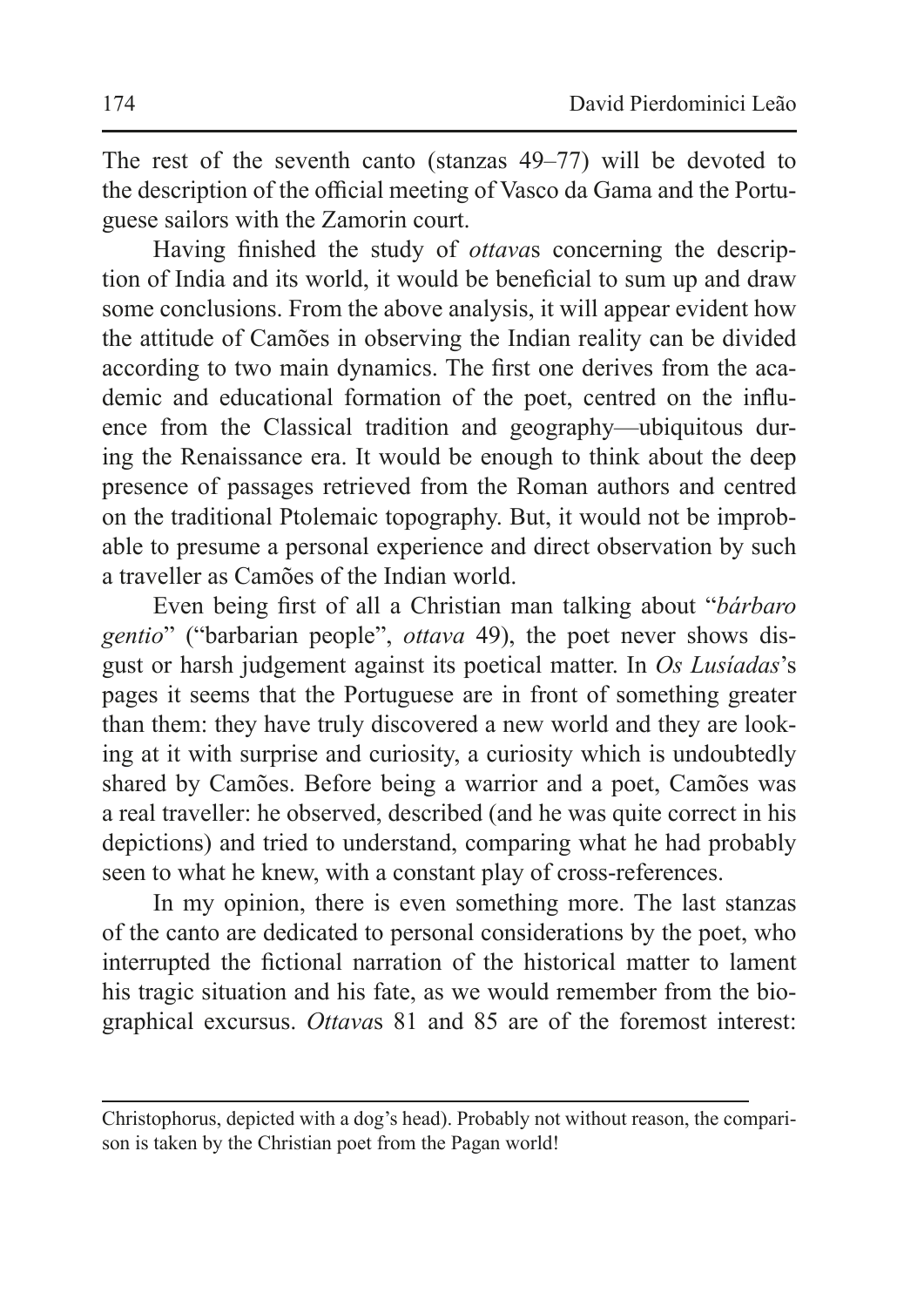The rest of the seventh canto (stanzas 49–77) will be devoted to the description of the official meeting of Vasco da Gama and the Portuguese sailors with the Zamorin court.

Having finished the study of *ottava*s concerning the description of India and its world, it would be beneficial to sum up and draw some conclusions. From the above analysis, it will appear evident how the attitude of Camões in observing the Indian reality can be divided according to two main dynamics. The first one derives from the academic and educational formation of the poet, centred on the influence from the Classical tradition and geography—ubiquitous during the Renaissance era. It would be enough to think about the deep presence of passages retrieved from the Roman authors and centred on the traditional Ptolemaic topography. But, it would not be improbable to presume a personal experience and direct observation by such a traveller as Camões of the Indian world.

Even being first of all a Christian man talking about "*bárbaro gentio*" ("barbarian people", *ottava* 49), the poet never shows disgust or harsh judgement against its poetical matter. In *Os Lusíadas*'s pages it seems that the Portuguese are in front of something greater than them: they have truly discovered a new world and they are looking at it with surprise and curiosity, a curiosity which is undoubtedly shared by Camões. Before being a warrior and a poet, Camões was a real traveller: he observed, described (and he was quite correct in his depictions) and tried to understand, comparing what he had probably seen to what he knew, with a constant play of cross-references.

In my opinion, there is even something more. The last stanzas of the canto are dedicated to personal considerations by the poet, who interrupted the fictional narration of the historical matter to lament his tragic situation and his fate, as we would remember from the biographical excursus. *Ottava*s 81 and 85 are of the foremost interest:

---

Christophorus, depicted with a dog's head). Probably not without reason, the comparison is taken by the Christian poet from the Pagan world!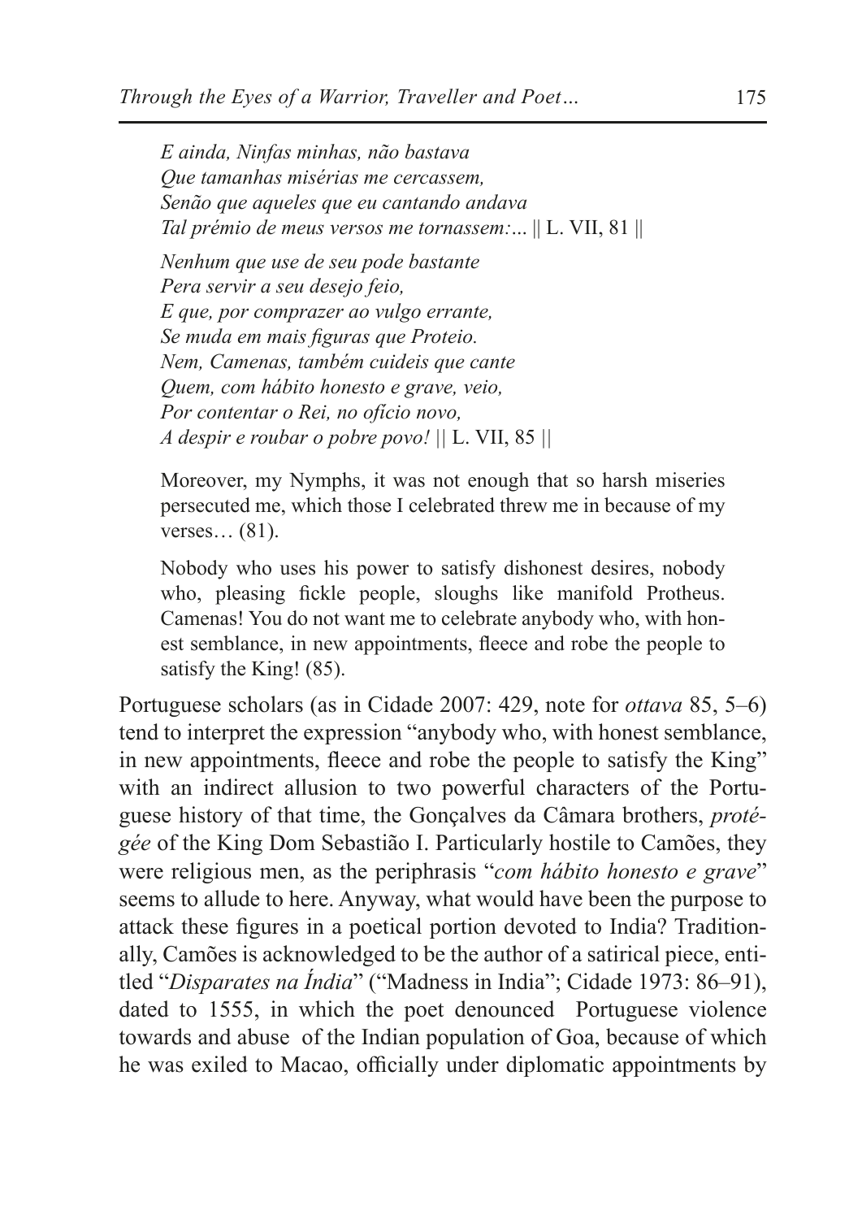*E ainda, Ninfas minhas, não bastava*
*Que tamanhas misérias me cercassem,*
*Senão que aqueles que eu cantando andava*
*Tal prémio de meus versos me tornassem:...* || L. VII, 81 ||

*Nenhum que use de seu pode bastante*
*Pera servir a seu desejo feio,*
*E que, por comprazer ao vulgo errante,*
*Se muda em mais figuras que Proteio.*
*Nem, Camenas, também cuideis que cante*
*Quem, com hábito honesto e grave, veio,*
*Por contentar o Rei, no ofício novo,*
*A despir e roubar o pobre povo!* || L. VII, 85 ||

> Moreover, my Nymphs, it was not enough that so harsh miseries persecuted me, which those I celebrated threw me in because of my verses… (81).
>
> Nobody who uses his power to satisfy dishonest desires, nobody who, pleasing fickle people, sloughs like manifold Protheus. Camenas! You do not want me to celebrate anybody who, with honest semblance, in new appointments, fleece and robe the people to satisfy the King! (85).

Portuguese scholars (as in Cidade 2007: 429, note for *ottava* 85, 5–6) tend to interpret the expression "anybody who, with honest semblance, in new appointments, fleece and robe the people to satisfy the King" with an indirect allusion to two powerful characters of the Portuguese history of that time, the Gonçalves da Câmara brothers, *protégée* of the King Dom Sebastião I. Particularly hostile to Camões, they were religious men, as the periphrasis "*com hábito honesto e grave*" seems to allude to here. Anyway, what would have been the purpose to attack these figures in a poetical portion devoted to India? Traditionally, Camões is acknowledged to be the author of a satirical piece, entitled "*Disparates na Índia*" ("Madness in India"; Cidade 1973: 86–91), dated to 1555, in which the poet denounced Portuguese violence towards and abuse of the Indian population of Goa, because of which he was exiled to Macao, officially under diplomatic appointments by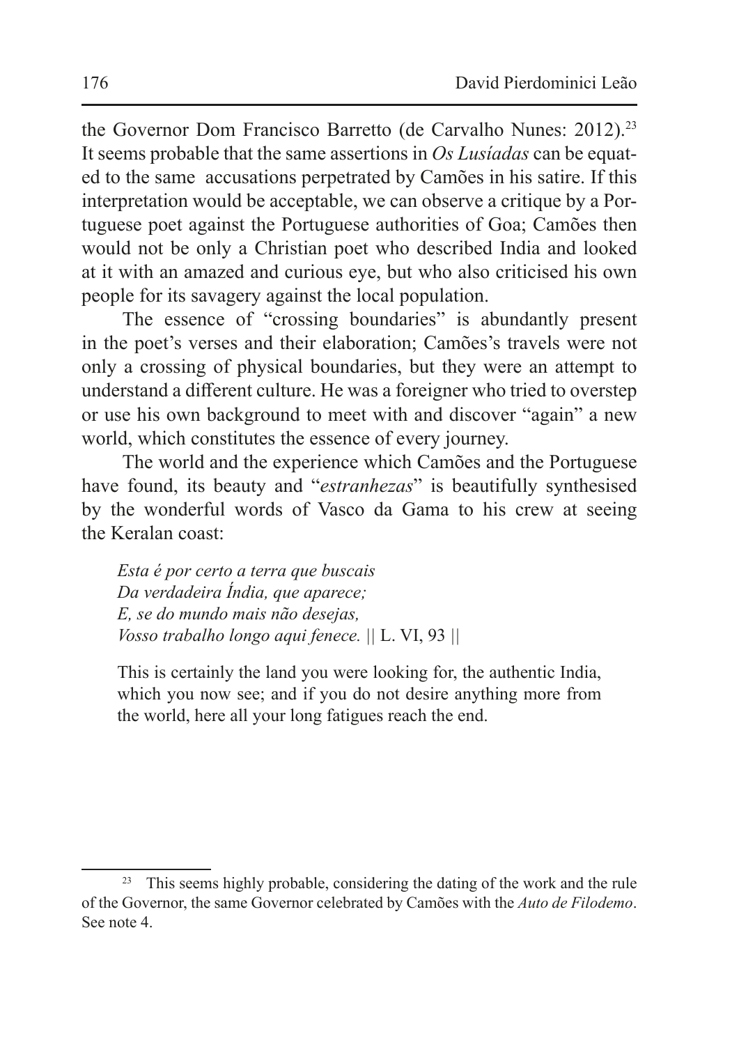the Governor Dom Francisco Barretto (de Carvalho Nunes: 2012).[23] It seems probable that the same assertions in *Os Lusíadas* can be equated to the same accusations perpetrated by Camões in his satire. If this interpretation would be acceptable, we can observe a critique by a Portuguese poet against the Portuguese authorities of Goa; Camões then would not be only a Christian poet who described India and looked at it with an amazed and curious eye, but who also criticised his own people for its savagery against the local population.

The essence of "crossing boundaries" is abundantly present in the poet's verses and their elaboration; Camões's travels were not only a crossing of physical boundaries, but they were an attempt to understand a different culture. He was a foreigner who tried to overstep or use his own background to meet with and discover "again" a new world, which constitutes the essence of every journey.

The world and the experience which Camões and the Portuguese have found, its beauty and "*estranhezas*" is beautifully synthesised by the wonderful words of Vasco da Gama to his crew at seeing the Keralan coast:

> *Esta é por certo a terra que buscais*
> *Da verdadeira Índia, que aparece;*
> *E, se do mundo mais não desejas,*
> *Vosso trabalho longo aqui fenece.* || L. VI, 93 ||
>
> This is certainly the land you were looking for, the authentic India, which you now see; and if you do not desire anything more from the world, here all your long fatigues reach the end.

---

[23] This seems highly probable, considering the dating of the work and the rule of the Governor, the same Governor celebrated by Camões with the *Auto de Filodemo*. See note 4.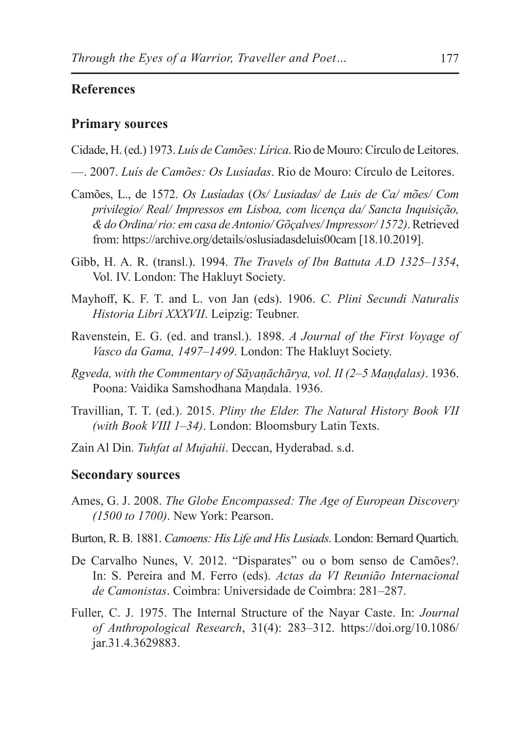## References

### Primary sources

Cidade, H. (ed.) 1973. *Luís de Camões: Lírica*. Rio de Mouro: Círculo de Leitores.

—. 2007. *Luís de Camões: Os Lusíadas*. Rio de Mouro: Círculo de Leitores.

Camões, L., de 1572. *Os Lusíadas* (*Os/ Lusiadas/ de Luis de Ca/ mões/ Com privilegio/ Real/ Impressos em Lisboa, com licença da/ Sancta Inquisição, & do Ordina/ rio: em casa de Antonio/ Gõçalves/ Impressor/ 1572)*. Retrieved from: https://archive.org/details/oslusiadasdeluis00cam [18.10.2019].

Gibb, H. A. R. (transl.). 1994. *The Travels of Ibn Battuta A.D 1325–1354*, Vol. IV. London: The Hakluyt Society.

Mayhoff, K. F. T. and L. von Jan (eds). 1906. *C. Plini Secundi Naturalis Historia Libri XXXVII*. Leipzig: Teubner.

Ravenstein, E. G. (ed. and transl.). 1898. *A Journal of the First Voyage of Vasco da Gama, 1497–1499*. London: The Hakluyt Society.

*Ṛgveda, with the Commentary of Sāyaṇāchārya, vol. II (2–5 Maṇḍalas)*. 1936. Poona: Vaidika Samshodhana Maṇdala. 1936.

Travillian, T. T. (ed.). 2015. *Pliny the Elder. The Natural History Book VII (with Book VIII 1–34)*. London: Bloomsbury Latin Texts.

Zain Al Din. *Tuhfat al Mujahii*. Deccan, Hyderabad. s.d.

### Secondary sources

Ames, G. J. 2008. *The Globe Encompassed: The Age of European Discovery (1500 to 1700)*. New York: Pearson.

Burton, R. B. 1881. *Camoens: His Life and His Lusiads*. London: Bernard Quartich.

De Carvalho Nunes, V. 2012. "Disparates" ou o bom senso de Camões?. In: S. Pereira and M. Ferro (eds). *Actas da VI Reunião Internacional de Camonistas*. Coimbra: Universidade de Coimbra: 281–287.

Fuller, C. J. 1975. The Internal Structure of the Nayar Caste. In: *Journal of Anthropological Research*, 31(4): 283–312. https://doi.org/10.1086/jar.31.4.3629883.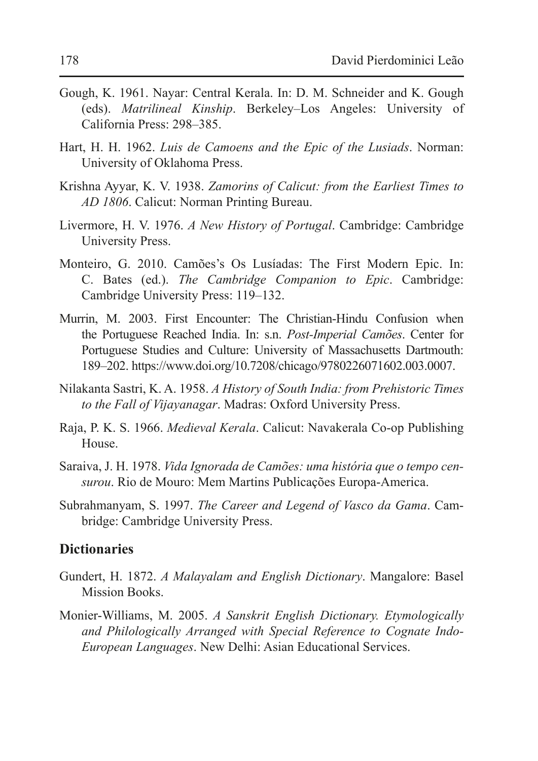Gough, K. 1961. Nayar: Central Kerala. In: D. M. Schneider and K. Gough (eds). *Matrilineal Kinship*. Berkeley–Los Angeles: University of California Press: 298–385.

Hart, H. H. 1962. *Luis de Camoens and the Epic of the Lusiads*. Norman: University of Oklahoma Press.

Krishna Ayyar, K. V. 1938. *Zamorins of Calicut: from the Earliest Times to AD 1806*. Calicut: Norman Printing Bureau.

Livermore, H. V. 1976. *A New History of Portugal*. Cambridge: Cambridge University Press.

Monteiro, G. 2010. Camões's Os Lusíadas: The First Modern Epic. In: C. Bates (ed.). *The Cambridge Companion to Epic*. Cambridge: Cambridge University Press: 119–132.

Murrin, M. 2003. First Encounter: The Christian-Hindu Confusion when the Portuguese Reached India. In: s.n. *Post-Imperial Camões*. Center for Portuguese Studies and Culture: University of Massachusetts Dartmouth: 189–202. https://www.doi.org/10.7208/chicago/9780226071602.003.0007.

Nilakanta Sastri, K. A. 1958. *A History of South India: from Prehistoric Times to the Fall of Vijayanagar*. Madras: Oxford University Press.

Raja, P. K. S. 1966. *Medieval Kerala*. Calicut: Navakerala Co-op Publishing House.

Saraiva, J. H. 1978. *Vida Ignorada de Camões: uma história que o tempo censurou*. Rio de Mouro: Mem Martins Publicações Europa-America.

Subrahmanyam, S. 1997. *The Career and Legend of Vasco da Gama*. Cambridge: Cambridge University Press.

## Dictionaries

Gundert, H. 1872. *A Malayalam and English Dictionary*. Mangalore: Basel Mission Books.

Monier-Williams, M. 2005. *A Sanskrit English Dictionary. Etymologically and Philologically Arranged with Special Reference to Cognate Indo-European Languages*. New Delhi: Asian Educational Services.